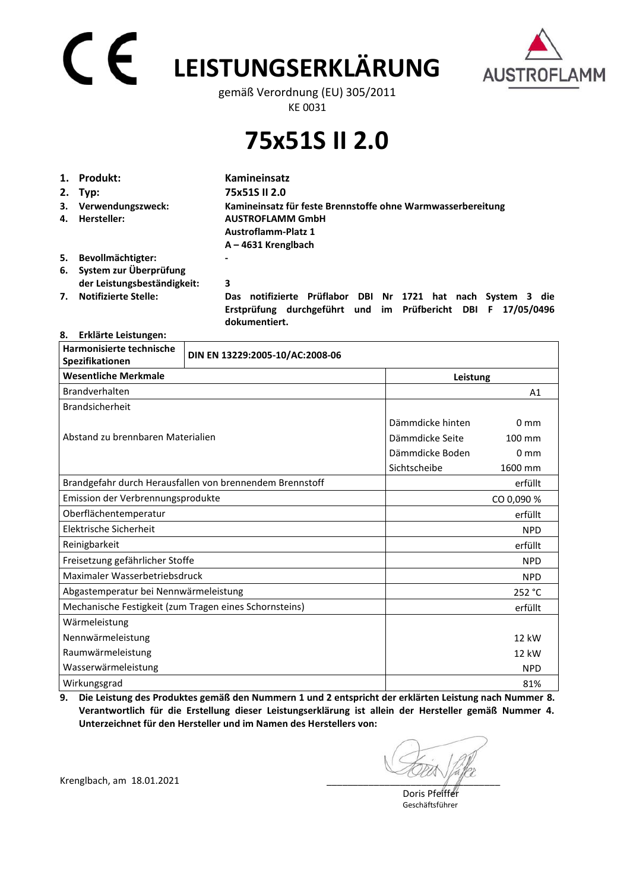CE

# LEISTUNGSERKLÄRUNG

AUSTROFLAMM

gemäß Verordnung (EU) 305/2011

KE 0031

# 75x51S II 2.0

1. **Produkt:** **Kamineinsatz**
2. **Typ:** **75x51S II 2.0**
3. **Verwendungszweck:** **Kamineinsatz für feste Brennstoffe ohne Warmwasserbereitung**
4. **Hersteller:** **AUSTROFLAMM GmbH**
   **Austroflamm-Platz 1**
   **A – 4631 Krenglbach**
5. **Bevollmächtigter:** **-**
6. **System zur Überprüfung der Leistungsbeständigkeit:** **3**
7. **Notifizierte Stelle:** **Das notifizierte Prüflabor DBI Nr 1721 hat nach System 3 die Erstprüfung durchgeführt und im Prüfbericht DBI F 17/05/0496 dokumentiert.**
8. **Erklärte Leistungen:**

| **Harmonisierte technische Spezifikationen** | **DIN EN 13229:2005-10/AC:2008-06** | |
|---|---|---|
| **Wesentliche Merkmale** | **Leistung** | |
| Brandverhalten | | A1 |
| Brandsicherheit | | |
| Abstand zu brennbaren Materialien | Dämmdicke hinten | 0 mm |
| | Dämmdicke Seite | 100 mm |
| | Dämmdicke Boden | 0 mm |
| | Sichtscheibe | 1600 mm |
| Brandgefahr durch Herausfallen von brennendem Brennstoff | | erfüllt |
| Emission der Verbrennungsprodukte | | CO 0,090 % |
| Oberflächentemperatur | | erfüllt |
| Elektrische Sicherheit | | NPD |
| Reinigbarkeit | | erfüllt |
| Freisetzung gefährlicher Stoffe | | NPD |
| Maximaler Wasserbetriebsdruck | | NPD |
| Abgastemperatur bei Nennwärmeleistung | | 252 °C |
| Mechanische Festigkeit (zum Tragen eines Schornsteins) | | erfüllt |
| Wärmeleistung | | |
| Nennwärmeleistung | | 12 kW |
| Raumwärmeleistung | | 12 kW |
| Wasserwärmeleistung | | NPD |
| Wirkungsgrad | | 81% |

9. **Die Leistung des Produktes gemäß den Nummern 1 und 2 entspricht der erklärten Leistung nach Nummer 8. Verantwortlich für die Erstellung dieser Leistungserklärung ist allein der Hersteller gemäß Nummer 4. Unterzeichnet für den Hersteller und im Namen des Herstellers von:**

Krenglbach, am 18.01.2021

Doris Pfeiffer
Geschäftsführer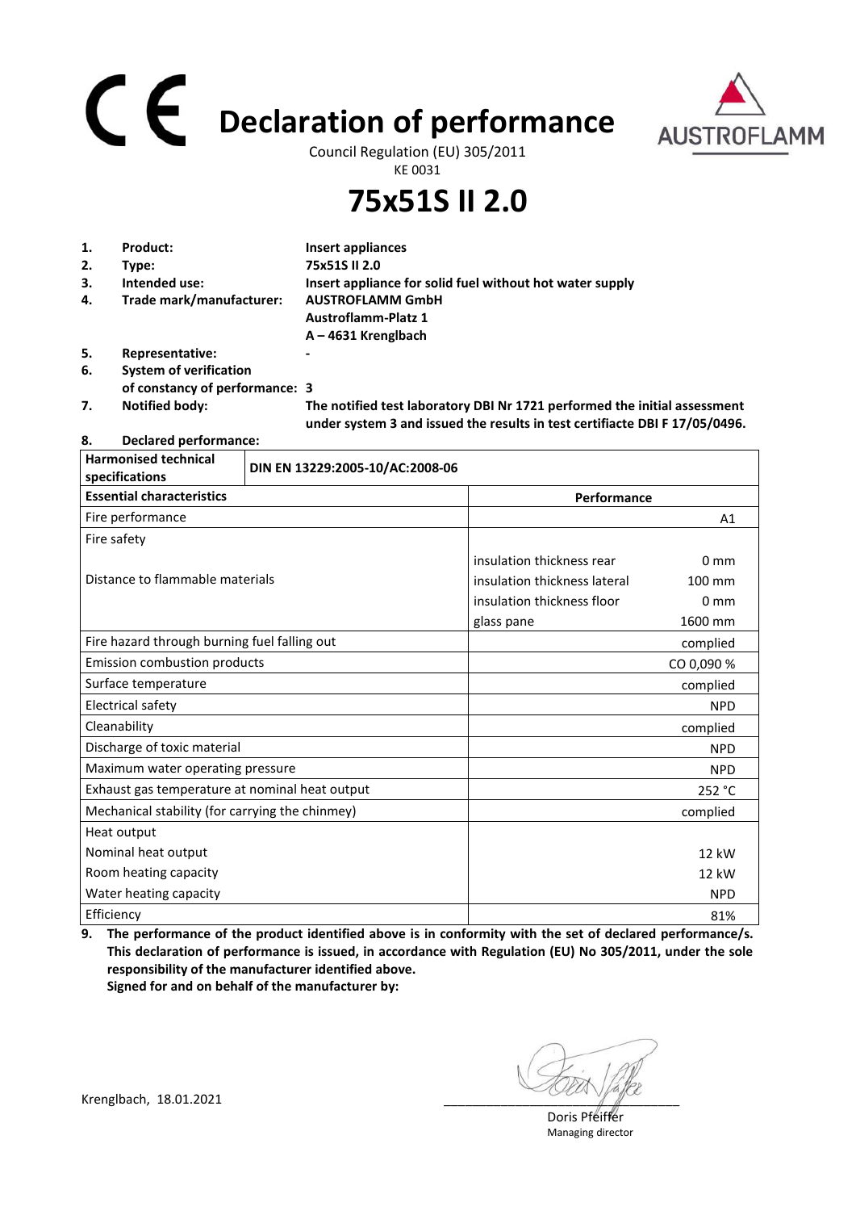# Declaration of performance

Council Regulation (EU) 305/2011

KE 0031

# 75x51S II 2.0

1. **Product:** **Insert appliances**
2. **Type:** **75x51S II 2.0**
3. **Intended use:** **Insert appliance for solid fuel without hot water supply**
4. **Trade mark/manufacturer:** **AUSTROFLAMM GmbH**
   **Austroflamm-Platz 1**
   **A – 4631 Krenglbach**
5. **Representative:** **-**
6. **System of verification of constancy of performance: 3**
7. **Notified body:** **The notified test laboratory DBI Nr 1721 performed the initial assessment under system 3 and issued the results in test certifiacte DBI F 17/05/0496.**
8. **Declared performance:**

| **Harmonised technical specifications** | **DIN EN 13229:2005-10/AC:2008-06** | |
|---|---|---|
| **Essential characteristics** | **Performance** | |
| Fire performance | | A1 |
| Fire safety | | |
| Distance to flammable materials | insulation thickness rear | 0 mm |
| | insulation thickness lateral | 100 mm |
| | insulation thickness floor | 0 mm |
| | glass pane | 1600 mm |
| Fire hazard through burning fuel falling out | | complied |
| Emission combustion products | | CO 0,090 % |
| Surface temperature | | complied |
| Electrical safety | | NPD |
| Cleanability | | complied |
| Discharge of toxic material | | NPD |
| Maximum water operating pressure | | NPD |
| Exhaust gas temperature at nominal heat output | | 252 °C |
| Mechanical stability (for carrying the chimney) | | complied |
| Heat output | | |
| Nominal heat output | | 12 kW |
| Room heating capacity | | 12 kW |
| Water heating capacity | | NPD |
| Efficiency | | 81% |

9. **The performance of the product identified above is in conformity with the set of declared performance/s. This declaration of performance is issued, in accordance with Regulation (EU) No 305/2011, under the sole responsibility of the manufacturer identified above.**
   **Signed for and on behalf of the manufacturer by:**

Krenglbach, 18.01.2021

Doris Pfeiffer
Managing director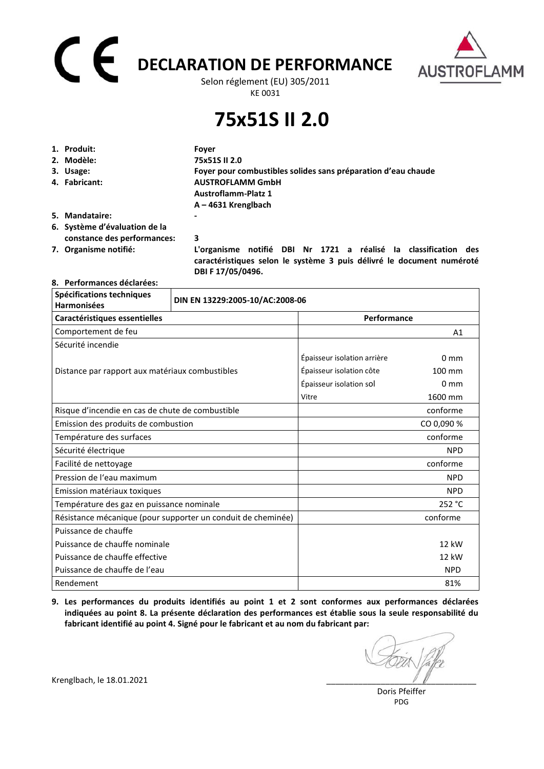# DECLARATION DE PERFORMANCE

Selon réglement (EU) 305/2011

KE 0031

# 75x51S II 2.0

1. **Produit:** **Foyer**
2. **Modèle:** **75x51S II 2.0**
3. **Usage:** **Foyer pour combustibles solides sans préparation d'eau chaude**
4. **Fabricant:** **AUSTROFLAMM GmbH**
   **Austroflamm-Platz 1**
   **A – 4631 Krenglbach**
5. **Mandataire:** **-**
6. **Système d'évaluation de la constance des performances:** **3**
7. **Organisme notifié:** **L'organisme notifié DBI Nr 1721 a réalisé la classification des caractéristiques selon le système 3 puis délivré le document numéroté DBI F 17/05/0496.**
8. **Performances déclarées:**

| **Spécifications techniques Harmonisées** | **DIN EN 13229:2005-10/AC:2008-06** | |
|---|---|---|
| **Caractéristiques essentielles** | **Performance** | |
| Comportement de feu | | A1 |
| Sécurité incendie | | |
| Distance par rapport aux matériaux combustibles | Épaisseur isolation arrière | 0 mm |
| | Épaisseur isolation côte | 100 mm |
| | Épaisseur isolation sol | 0 mm |
| | Vitre | 1600 mm |
| Risque d'incendie en cas de chute de combustible | | conforme |
| Emission des produits de combustion | | CO 0,090 % |
| Température des surfaces | | conforme |
| Sécurité électrique | | NPD |
| Facilité de nettoyage | | conforme |
| Pression de l'eau maximum | | NPD |
| Emission matériaux toxiques | | NPD |
| Température des gaz en puissance nominale | | 252 °C |
| Résistance mécanique (pour supporter un conduit de cheminée) | | conforme |
| Puissance de chauffe | | |
| Puissance de chauffe nominale | | 12 kW |
| Puissance de chauffe effective | | 12 kW |
| Puissance de chauffe de l'eau | | NPD |
| Rendement | | 81% |

9. **Les performances du produits identifiés au point 1 et 2 sont conformes aux performances déclarées indiquées au point 8. La présente déclaration des performances est établie sous la seule responsabilité du fabricant identifié au point 4. Signé pour le fabricant et au nom du fabricant par:**

Krenglbach, le 18.01.2021

Doris Pfeiffer

PDG